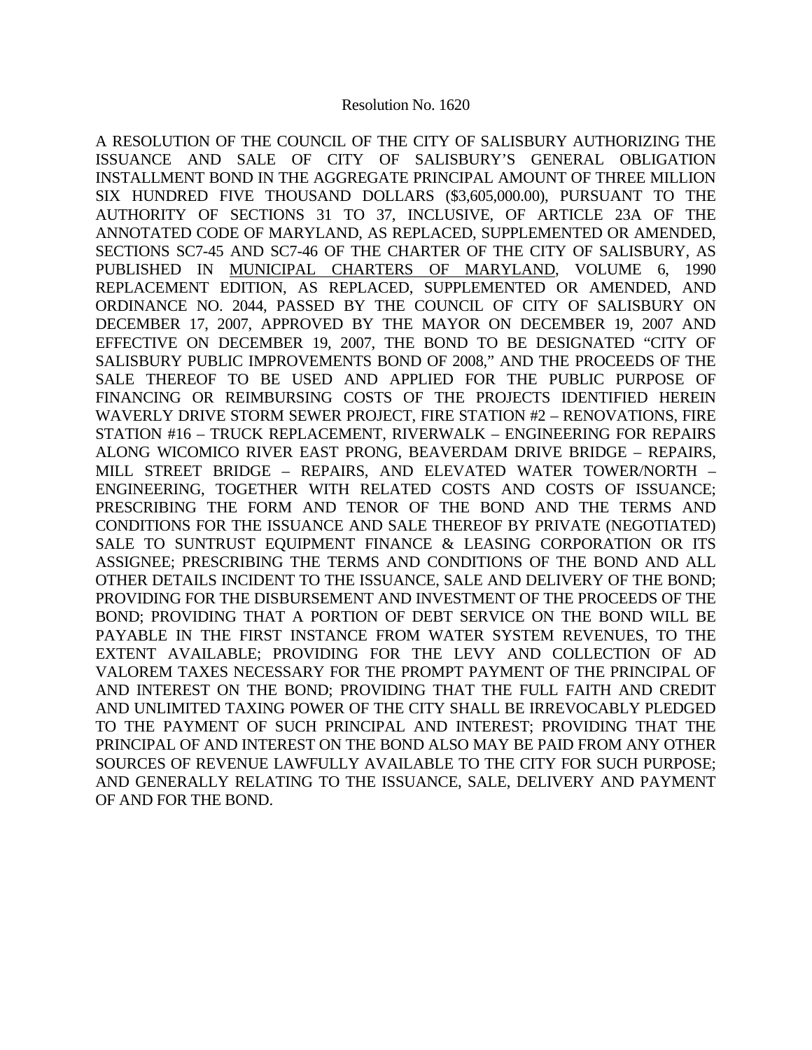Resolution No. 1620

A RESOLUTION OF THE COUNCIL OF THE CITY OF SALISBURY AUTHORIZING THE ISSUANCE AND SALE OF CITY OF SALISBURY'S GENERAL OBLIGATION INSTALLMENT BOND IN THE AGGREGATE PRINCIPAL AMOUNT OF THREE MILLION SIX HUNDRED FIVE THOUSAND DOLLARS ($3,605,000.00), PURSUANT TO THE AUTHORITY OF SECTIONS 31 TO 37, INCLUSIVE, OF ARTICLE 23A OF THE ANNOTATED CODE OF MARYLAND, AS REPLACED, SUPPLEMENTED OR AMENDED, SECTIONS SC7-45 AND SC7-46 OF THE CHARTER OF THE CITY OF SALISBURY, AS PUBLISHED IN <u>MUNICIPAL CHARTERS OF MARYLAND</u>, VOLUME 6, 1990 REPLACEMENT EDITION, AS REPLACED, SUPPLEMENTED OR AMENDED, AND ORDINANCE NO. 2044, PASSED BY THE COUNCIL OF CITY OF SALISBURY ON DECEMBER 17, 2007, APPROVED BY THE MAYOR ON DECEMBER 19, 2007 AND EFFECTIVE ON DECEMBER 19, 2007, THE BOND TO BE DESIGNATED "CITY OF SALISBURY PUBLIC IMPROVEMENTS BOND OF 2008," AND THE PROCEEDS OF THE SALE THEREOF TO BE USED AND APPLIED FOR THE PUBLIC PURPOSE OF FINANCING OR REIMBURSING COSTS OF THE PROJECTS IDENTIFIED HEREIN WAVERLY DRIVE STORM SEWER PROJECT, FIRE STATION #2 – RENOVATIONS, FIRE STATION #16 – TRUCK REPLACEMENT, RIVERWALK – ENGINEERING FOR REPAIRS ALONG WICOMICO RIVER EAST PRONG, BEAVERDAM DRIVE BRIDGE – REPAIRS, MILL STREET BRIDGE – REPAIRS, AND ELEVATED WATER TOWER/NORTH – ENGINEERING, TOGETHER WITH RELATED COSTS AND COSTS OF ISSUANCE; PRESCRIBING THE FORM AND TENOR OF THE BOND AND THE TERMS AND CONDITIONS FOR THE ISSUANCE AND SALE THEREOF BY PRIVATE (NEGOTIATED) SALE TO SUNTRUST EQUIPMENT FINANCE & LEASING CORPORATION OR ITS ASSIGNEE; PRESCRIBING THE TERMS AND CONDITIONS OF THE BOND AND ALL OTHER DETAILS INCIDENT TO THE ISSUANCE, SALE AND DELIVERY OF THE BOND; PROVIDING FOR THE DISBURSEMENT AND INVESTMENT OF THE PROCEEDS OF THE BOND; PROVIDING THAT A PORTION OF DEBT SERVICE ON THE BOND WILL BE PAYABLE IN THE FIRST INSTANCE FROM WATER SYSTEM REVENUES, TO THE EXTENT AVAILABLE; PROVIDING FOR THE LEVY AND COLLECTION OF AD VALOREM TAXES NECESSARY FOR THE PROMPT PAYMENT OF THE PRINCIPAL OF AND INTEREST ON THE BOND; PROVIDING THAT THE FULL FAITH AND CREDIT AND UNLIMITED TAXING POWER OF THE CITY SHALL BE IRREVOCABLY PLEDGED TO THE PAYMENT OF SUCH PRINCIPAL AND INTEREST; PROVIDING THAT THE PRINCIPAL OF AND INTEREST ON THE BOND ALSO MAY BE PAID FROM ANY OTHER SOURCES OF REVENUE LAWFULLY AVAILABLE TO THE CITY FOR SUCH PURPOSE; AND GENERALLY RELATING TO THE ISSUANCE, SALE, DELIVERY AND PAYMENT OF AND FOR THE BOND.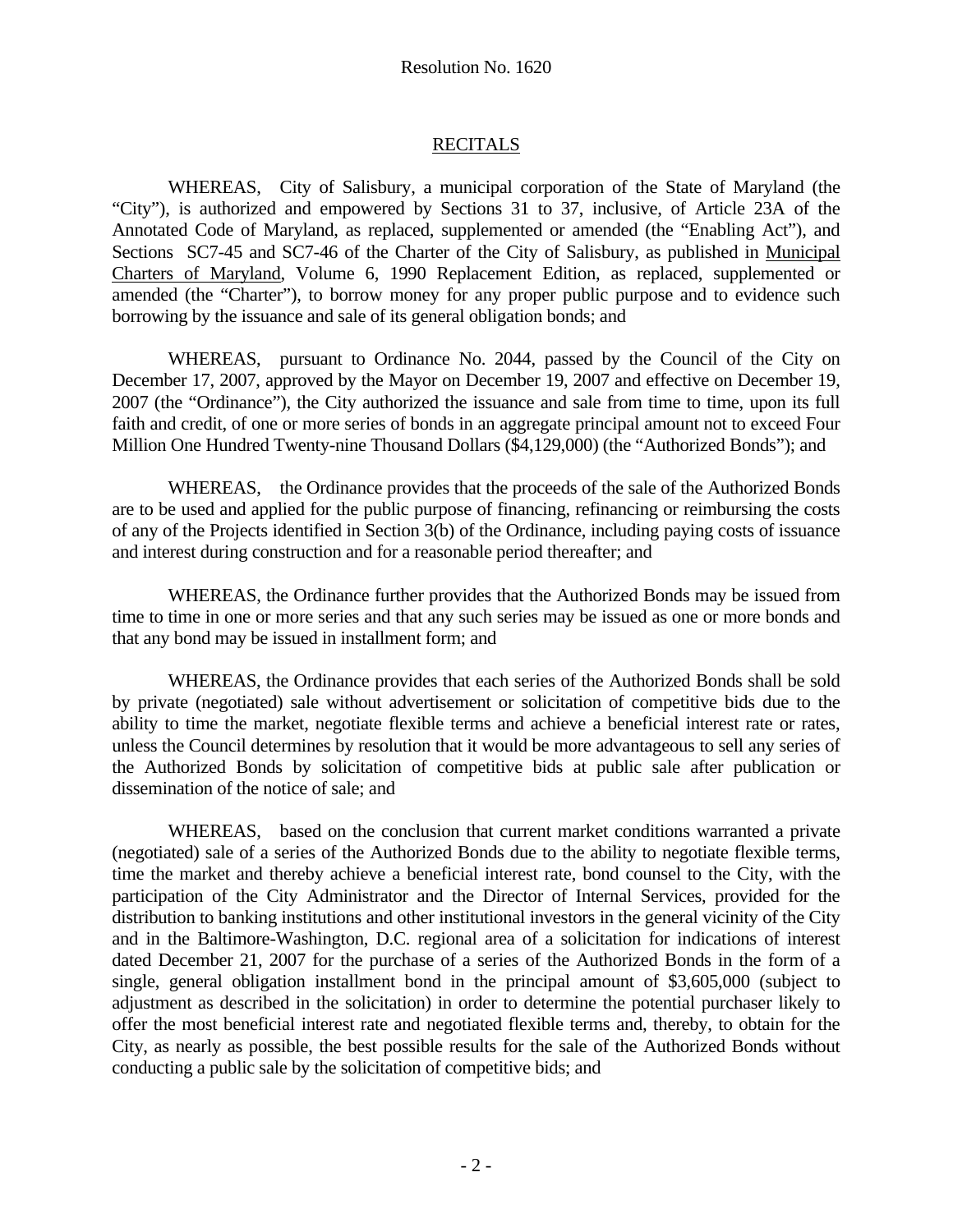Resolution No. 1620

## RECITALS

WHEREAS, City of Salisbury, a municipal corporation of the State of Maryland (the "City"), is authorized and empowered by Sections 31 to 37, inclusive, of Article 23A of the Annotated Code of Maryland, as replaced, supplemented or amended (the "Enabling Act"), and Sections SC7-45 and SC7-46 of the Charter of the City of Salisbury, as published in Municipal Charters of Maryland, Volume 6, 1990 Replacement Edition, as replaced, supplemented or amended (the "Charter"), to borrow money for any proper public purpose and to evidence such borrowing by the issuance and sale of its general obligation bonds; and

WHEREAS, pursuant to Ordinance No. 2044, passed by the Council of the City on December 17, 2007, approved by the Mayor on December 19, 2007 and effective on December 19, 2007 (the "Ordinance"), the City authorized the issuance and sale from time to time, upon its full faith and credit, of one or more series of bonds in an aggregate principal amount not to exceed Four Million One Hundred Twenty-nine Thousand Dollars ($4,129,000) (the "Authorized Bonds"); and

WHEREAS, the Ordinance provides that the proceeds of the sale of the Authorized Bonds are to be used and applied for the public purpose of financing, refinancing or reimbursing the costs of any of the Projects identified in Section 3(b) of the Ordinance, including paying costs of issuance and interest during construction and for a reasonable period thereafter; and

WHEREAS, the Ordinance further provides that the Authorized Bonds may be issued from time to time in one or more series and that any such series may be issued as one or more bonds and that any bond may be issued in installment form; and

WHEREAS, the Ordinance provides that each series of the Authorized Bonds shall be sold by private (negotiated) sale without advertisement or solicitation of competitive bids due to the ability to time the market, negotiate flexible terms and achieve a beneficial interest rate or rates, unless the Council determines by resolution that it would be more advantageous to sell any series of the Authorized Bonds by solicitation of competitive bids at public sale after publication or dissemination of the notice of sale; and

WHEREAS, based on the conclusion that current market conditions warranted a private (negotiated) sale of a series of the Authorized Bonds due to the ability to negotiate flexible terms, time the market and thereby achieve a beneficial interest rate, bond counsel to the City, with the participation of the City Administrator and the Director of Internal Services, provided for the distribution to banking institutions and other institutional investors in the general vicinity of the City and in the Baltimore-Washington, D.C. regional area of a solicitation for indications of interest dated December 21, 2007 for the purchase of a series of the Authorized Bonds in the form of a single, general obligation installment bond in the principal amount of $3,605,000 (subject to adjustment as described in the solicitation) in order to determine the potential purchaser likely to offer the most beneficial interest rate and negotiated flexible terms and, thereby, to obtain for the City, as nearly as possible, the best possible results for the sale of the Authorized Bonds without conducting a public sale by the solicitation of competitive bids; and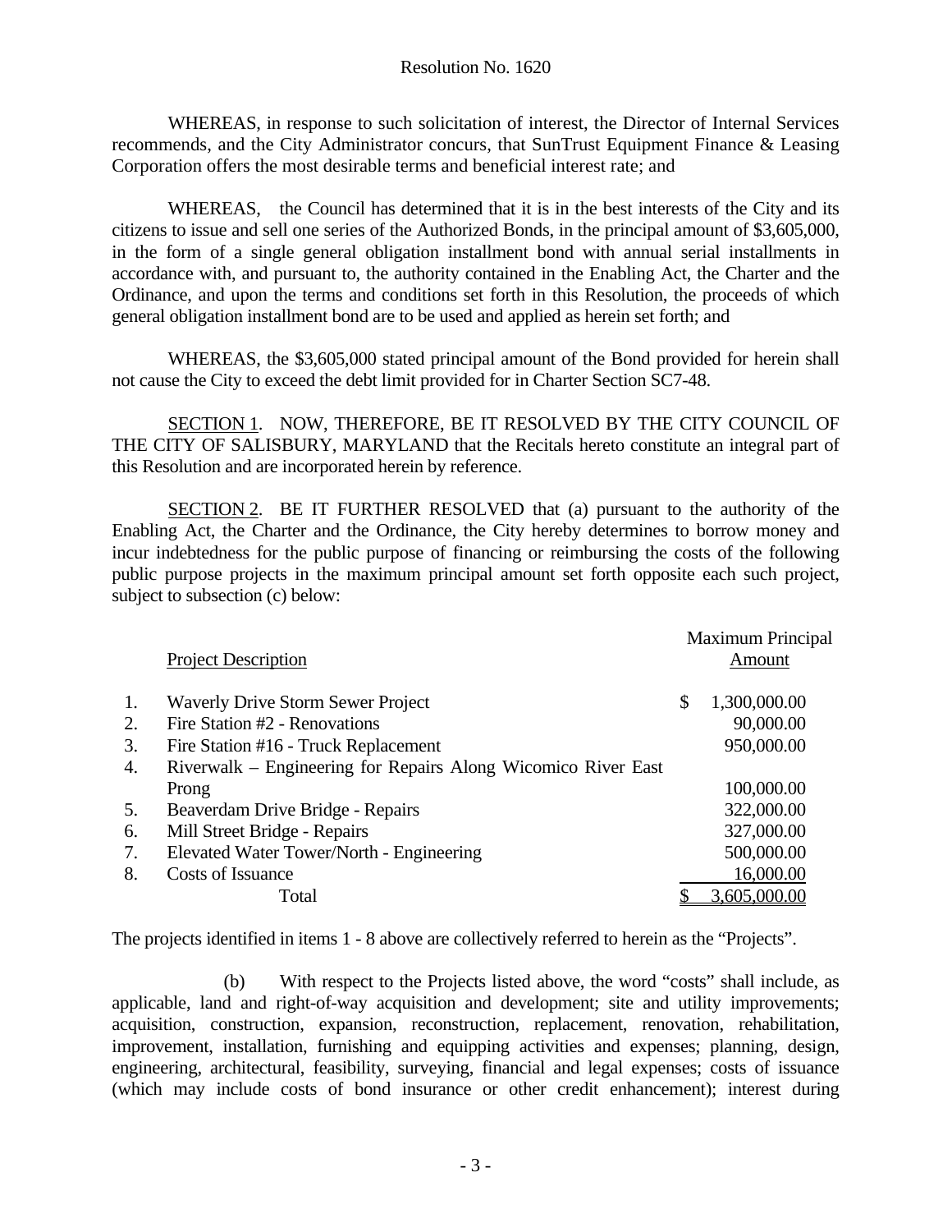WHEREAS, in response to such solicitation of interest, the Director of Internal Services recommends, and the City Administrator concurs, that SunTrust Equipment Finance & Leasing Corporation offers the most desirable terms and beneficial interest rate; and

WHEREAS, the Council has determined that it is in the best interests of the City and its citizens to issue and sell one series of the Authorized Bonds, in the principal amount of $3,605,000, in the form of a single general obligation installment bond with annual serial installments in accordance with, and pursuant to, the authority contained in the Enabling Act, the Charter and the Ordinance, and upon the terms and conditions set forth in this Resolution, the proceeds of which general obligation installment bond are to be used and applied as herein set forth; and

WHEREAS, the $3,605,000 stated principal amount of the Bond provided for herein shall not cause the City to exceed the debt limit provided for in Charter Section SC7-48.

<u>SECTION 1</u>. NOW, THEREFORE, BE IT RESOLVED BY THE CITY COUNCIL OF THE CITY OF SALISBURY, MARYLAND that the Recitals hereto constitute an integral part of this Resolution and are incorporated herein by reference.

<u>SECTION 2</u>. BE IT FURTHER RESOLVED that (a) pursuant to the authority of the Enabling Act, the Charter and the Ordinance, the City hereby determines to borrow money and incur indebtedness for the public purpose of financing or reimbursing the costs of the following public purpose projects in the maximum principal amount set forth opposite each such project, subject to subsection (c) below:

| | Project Description | Maximum Principal Amount |
|---|---|---|
| 1. | Waverly Drive Storm Sewer Project | $ 1,300,000.00 |
| 2. | Fire Station #2 - Renovations | 90,000.00 |
| 3. | Fire Station #16 - Truck Replacement | 950,000.00 |
| 4. | Riverwalk – Engineering for Repairs Along Wicomico River East Prong | 100,000.00 |
| 5. | Beaverdam Drive Bridge - Repairs | 322,000.00 |
| 6. | Mill Street Bridge - Repairs | 327,000.00 |
| 7. | Elevated Water Tower/North - Engineering | 500,000.00 |
| 8. | Costs of Issuance | 16,000.00 |
| | Total | $ 3,605,000.00 |

The projects identified in items 1 - 8 above are collectively referred to herein as the "Projects".

(b) With respect to the Projects listed above, the word "costs" shall include, as applicable, land and right-of-way acquisition and development; site and utility improvements; acquisition, construction, expansion, reconstruction, replacement, renovation, rehabilitation, improvement, installation, furnishing and equipping activities and expenses; planning, design, engineering, architectural, feasibility, surveying, financial and legal expenses; costs of issuance (which may include costs of bond insurance or other credit enhancement); interest during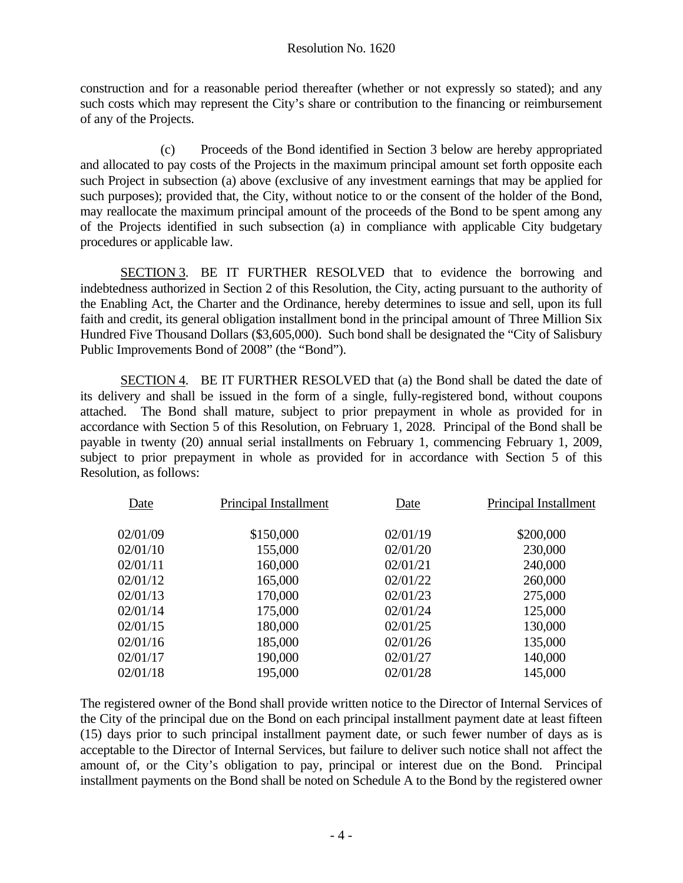construction and for a reasonable period thereafter (whether or not expressly so stated); and any such costs which may represent the City's share or contribution to the financing or reimbursement of any of the Projects.

(c) Proceeds of the Bond identified in Section 3 below are hereby appropriated and allocated to pay costs of the Projects in the maximum principal amount set forth opposite each such Project in subsection (a) above (exclusive of any investment earnings that may be applied for such purposes); provided that, the City, without notice to or the consent of the holder of the Bond, may reallocate the maximum principal amount of the proceeds of the Bond to be spent among any of the Projects identified in such subsection (a) in compliance with applicable City budgetary procedures or applicable law.

SECTION 3. BE IT FURTHER RESOLVED that to evidence the borrowing and indebtedness authorized in Section 2 of this Resolution, the City, acting pursuant to the authority of the Enabling Act, the Charter and the Ordinance, hereby determines to issue and sell, upon its full faith and credit, its general obligation installment bond in the principal amount of Three Million Six Hundred Five Thousand Dollars ($3,605,000). Such bond shall be designated the "City of Salisbury Public Improvements Bond of 2008" (the "Bond").

SECTION 4. BE IT FURTHER RESOLVED that (a) the Bond shall be dated the date of its delivery and shall be issued in the form of a single, fully-registered bond, without coupons attached. The Bond shall mature, subject to prior prepayment in whole as provided for in accordance with Section 5 of this Resolution, on February 1, 2028. Principal of the Bond shall be payable in twenty (20) annual serial installments on February 1, commencing February 1, 2009, subject to prior prepayment in whole as provided for in accordance with Section 5 of this Resolution, as follows:

| Date | Principal Installment | Date | Principal Installment |
|---|---|---|---|
| 02/01/09 | $150,000 | 02/01/19 | $200,000 |
| 02/01/10 | 155,000 | 02/01/20 | 230,000 |
| 02/01/11 | 160,000 | 02/01/21 | 240,000 |
| 02/01/12 | 165,000 | 02/01/22 | 260,000 |
| 02/01/13 | 170,000 | 02/01/23 | 275,000 |
| 02/01/14 | 175,000 | 02/01/24 | 125,000 |
| 02/01/15 | 180,000 | 02/01/25 | 130,000 |
| 02/01/16 | 185,000 | 02/01/26 | 135,000 |
| 02/01/17 | 190,000 | 02/01/27 | 140,000 |
| 02/01/18 | 195,000 | 02/01/28 | 145,000 |

The registered owner of the Bond shall provide written notice to the Director of Internal Services of the City of the principal due on the Bond on each principal installment payment date at least fifteen (15) days prior to such principal installment payment date, or such fewer number of days as is acceptable to the Director of Internal Services, but failure to deliver such notice shall not affect the amount of, or the City's obligation to pay, principal or interest due on the Bond. Principal installment payments on the Bond shall be noted on Schedule A to the Bond by the registered owner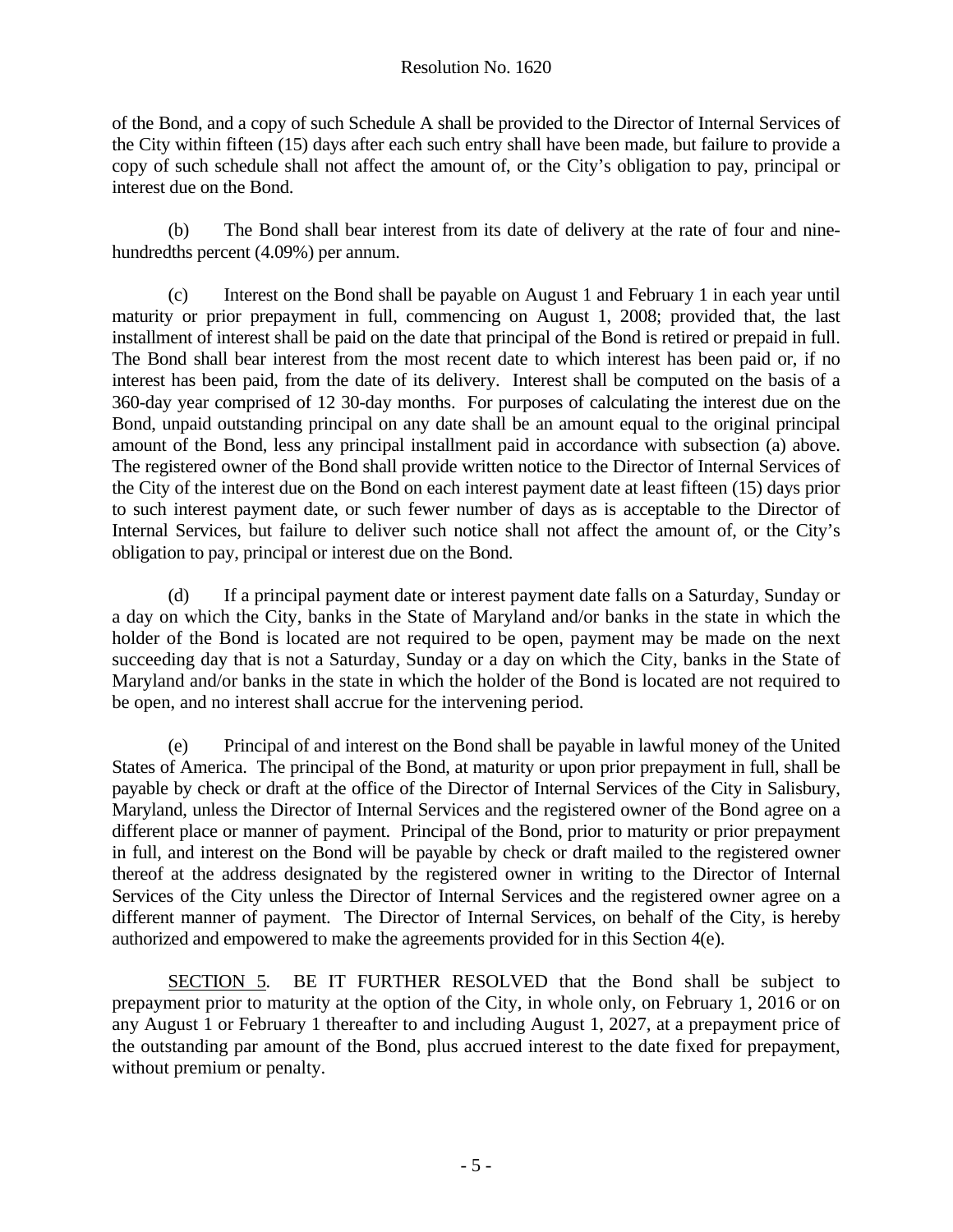of the Bond, and a copy of such Schedule A shall be provided to the Director of Internal Services of the City within fifteen (15) days after each such entry shall have been made, but failure to provide a copy of such schedule shall not affect the amount of, or the City's obligation to pay, principal or interest due on the Bond.

(b) The Bond shall bear interest from its date of delivery at the rate of four and nine-hundredths percent (4.09%) per annum.

(c) Interest on the Bond shall be payable on August 1 and February 1 in each year until maturity or prior prepayment in full, commencing on August 1, 2008; provided that, the last installment of interest shall be paid on the date that principal of the Bond is retired or prepaid in full. The Bond shall bear interest from the most recent date to which interest has been paid or, if no interest has been paid, from the date of its delivery. Interest shall be computed on the basis of a 360-day year comprised of 12 30-day months. For purposes of calculating the interest due on the Bond, unpaid outstanding principal on any date shall be an amount equal to the original principal amount of the Bond, less any principal installment paid in accordance with subsection (a) above. The registered owner of the Bond shall provide written notice to the Director of Internal Services of the City of the interest due on the Bond on each interest payment date at least fifteen (15) days prior to such interest payment date, or such fewer number of days as is acceptable to the Director of Internal Services, but failure to deliver such notice shall not affect the amount of, or the City's obligation to pay, principal or interest due on the Bond.

(d) If a principal payment date or interest payment date falls on a Saturday, Sunday or a day on which the City, banks in the State of Maryland and/or banks in the state in which the holder of the Bond is located are not required to be open, payment may be made on the next succeeding day that is not a Saturday, Sunday or a day on which the City, banks in the State of Maryland and/or banks in the state in which the holder of the Bond is located are not required to be open, and no interest shall accrue for the intervening period.

(e) Principal of and interest on the Bond shall be payable in lawful money of the United States of America. The principal of the Bond, at maturity or upon prior prepayment in full, shall be payable by check or draft at the office of the Director of Internal Services of the City in Salisbury, Maryland, unless the Director of Internal Services and the registered owner of the Bond agree on a different place or manner of payment. Principal of the Bond, prior to maturity or prior prepayment in full, and interest on the Bond will be payable by check or draft mailed to the registered owner thereof at the address designated by the registered owner in writing to the Director of Internal Services of the City unless the Director of Internal Services and the registered owner agree on a different manner of payment. The Director of Internal Services, on behalf of the City, is hereby authorized and empowered to make the agreements provided for in this Section 4(e).

<u>SECTION 5</u>. BE IT FURTHER RESOLVED that the Bond shall be subject to prepayment prior to maturity at the option of the City, in whole only, on February 1, 2016 or on any August 1 or February 1 thereafter to and including August 1, 2027, at a prepayment price of the outstanding par amount of the Bond, plus accrued interest to the date fixed for prepayment, without premium or penalty.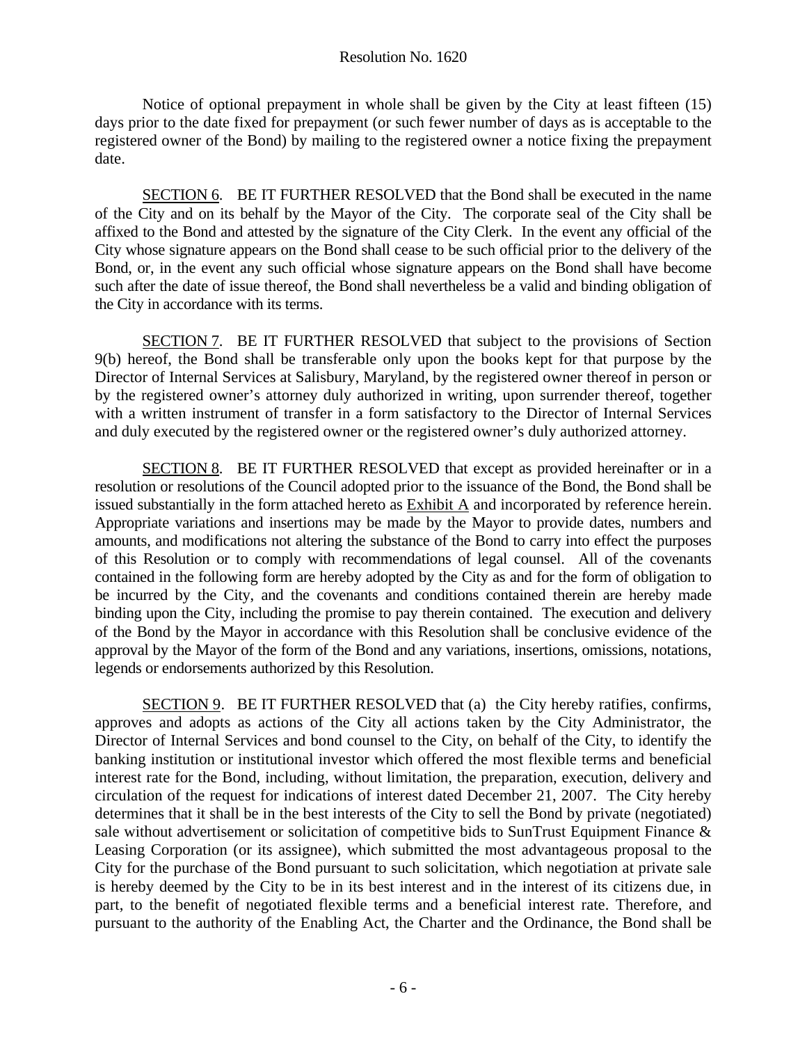Notice of optional prepayment in whole shall be given by the City at least fifteen (15) days prior to the date fixed for prepayment (or such fewer number of days as is acceptable to the registered owner of the Bond) by mailing to the registered owner a notice fixing the prepayment date.

SECTION 6. BE IT FURTHER RESOLVED that the Bond shall be executed in the name of the City and on its behalf by the Mayor of the City. The corporate seal of the City shall be affixed to the Bond and attested by the signature of the City Clerk. In the event any official of the City whose signature appears on the Bond shall cease to be such official prior to the delivery of the Bond, or, in the event any such official whose signature appears on the Bond shall have become such after the date of issue thereof, the Bond shall nevertheless be a valid and binding obligation of the City in accordance with its terms.

SECTION 7. BE IT FURTHER RESOLVED that subject to the provisions of Section 9(b) hereof, the Bond shall be transferable only upon the books kept for that purpose by the Director of Internal Services at Salisbury, Maryland, by the registered owner thereof in person or by the registered owner's attorney duly authorized in writing, upon surrender thereof, together with a written instrument of transfer in a form satisfactory to the Director of Internal Services and duly executed by the registered owner or the registered owner's duly authorized attorney.

SECTION 8. BE IT FURTHER RESOLVED that except as provided hereinafter or in a resolution or resolutions of the Council adopted prior to the issuance of the Bond, the Bond shall be issued substantially in the form attached hereto as Exhibit A and incorporated by reference herein. Appropriate variations and insertions may be made by the Mayor to provide dates, numbers and amounts, and modifications not altering the substance of the Bond to carry into effect the purposes of this Resolution or to comply with recommendations of legal counsel. All of the covenants contained in the following form are hereby adopted by the City as and for the form of obligation to be incurred by the City, and the covenants and conditions contained therein are hereby made binding upon the City, including the promise to pay therein contained. The execution and delivery of the Bond by the Mayor in accordance with this Resolution shall be conclusive evidence of the approval by the Mayor of the form of the Bond and any variations, insertions, omissions, notations, legends or endorsements authorized by this Resolution.

SECTION 9. BE IT FURTHER RESOLVED that (a) the City hereby ratifies, confirms, approves and adopts as actions of the City all actions taken by the City Administrator, the Director of Internal Services and bond counsel to the City, on behalf of the City, to identify the banking institution or institutional investor which offered the most flexible terms and beneficial interest rate for the Bond, including, without limitation, the preparation, execution, delivery and circulation of the request for indications of interest dated December 21, 2007. The City hereby determines that it shall be in the best interests of the City to sell the Bond by private (negotiated) sale without advertisement or solicitation of competitive bids to SunTrust Equipment Finance & Leasing Corporation (or its assignee), which submitted the most advantageous proposal to the City for the purchase of the Bond pursuant to such solicitation, which negotiation at private sale is hereby deemed by the City to be in its best interest and in the interest of its citizens due, in part, to the benefit of negotiated flexible terms and a beneficial interest rate. Therefore, and pursuant to the authority of the Enabling Act, the Charter and the Ordinance, the Bond shall be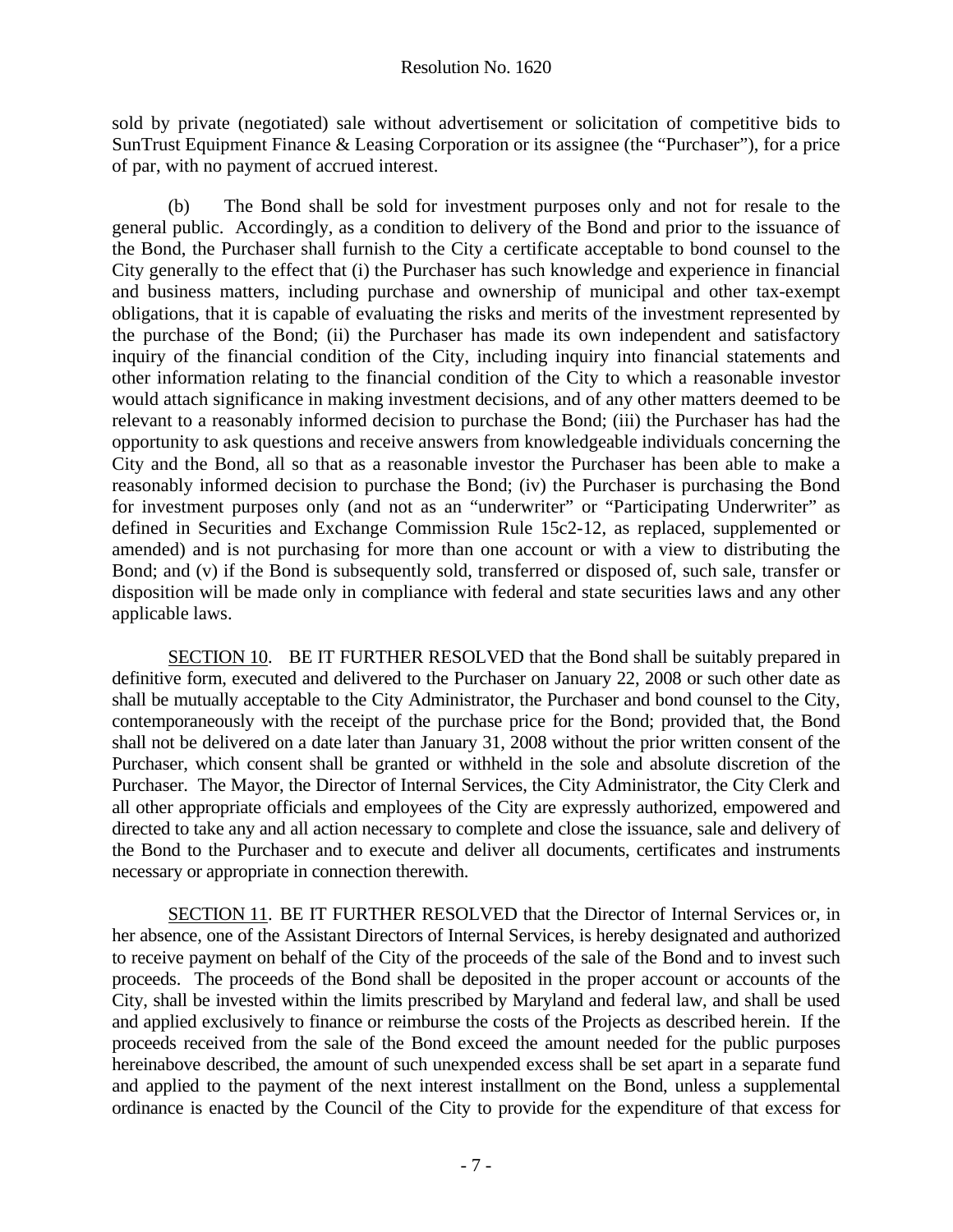sold by private (negotiated) sale without advertisement or solicitation of competitive bids to SunTrust Equipment Finance & Leasing Corporation or its assignee (the "Purchaser"), for a price of par, with no payment of accrued interest.

(b) The Bond shall be sold for investment purposes only and not for resale to the general public. Accordingly, as a condition to delivery of the Bond and prior to the issuance of the Bond, the Purchaser shall furnish to the City a certificate acceptable to bond counsel to the City generally to the effect that (i) the Purchaser has such knowledge and experience in financial and business matters, including purchase and ownership of municipal and other tax-exempt obligations, that it is capable of evaluating the risks and merits of the investment represented by the purchase of the Bond; (ii) the Purchaser has made its own independent and satisfactory inquiry of the financial condition of the City, including inquiry into financial statements and other information relating to the financial condition of the City to which a reasonable investor would attach significance in making investment decisions, and of any other matters deemed to be relevant to a reasonably informed decision to purchase the Bond; (iii) the Purchaser has had the opportunity to ask questions and receive answers from knowledgeable individuals concerning the City and the Bond, all so that as a reasonable investor the Purchaser has been able to make a reasonably informed decision to purchase the Bond; (iv) the Purchaser is purchasing the Bond for investment purposes only (and not as an "underwriter" or "Participating Underwriter" as defined in Securities and Exchange Commission Rule 15c2-12, as replaced, supplemented or amended) and is not purchasing for more than one account or with a view to distributing the Bond; and (v) if the Bond is subsequently sold, transferred or disposed of, such sale, transfer or disposition will be made only in compliance with federal and state securities laws and any other applicable laws.

<u>SECTION 10</u>. BE IT FURTHER RESOLVED that the Bond shall be suitably prepared in definitive form, executed and delivered to the Purchaser on January 22, 2008 or such other date as shall be mutually acceptable to the City Administrator, the Purchaser and bond counsel to the City, contemporaneously with the receipt of the purchase price for the Bond; provided that, the Bond shall not be delivered on a date later than January 31, 2008 without the prior written consent of the Purchaser, which consent shall be granted or withheld in the sole and absolute discretion of the Purchaser. The Mayor, the Director of Internal Services, the City Administrator, the City Clerk and all other appropriate officials and employees of the City are expressly authorized, empowered and directed to take any and all action necessary to complete and close the issuance, sale and delivery of the Bond to the Purchaser and to execute and deliver all documents, certificates and instruments necessary or appropriate in connection therewith.

<u>SECTION 11</u>. BE IT FURTHER RESOLVED that the Director of Internal Services or, in her absence, one of the Assistant Directors of Internal Services, is hereby designated and authorized to receive payment on behalf of the City of the proceeds of the sale of the Bond and to invest such proceeds. The proceeds of the Bond shall be deposited in the proper account or accounts of the City, shall be invested within the limits prescribed by Maryland and federal law, and shall be used and applied exclusively to finance or reimburse the costs of the Projects as described herein. If the proceeds received from the sale of the Bond exceed the amount needed for the public purposes hereinabove described, the amount of such unexpended excess shall be set apart in a separate fund and applied to the payment of the next interest installment on the Bond, unless a supplemental ordinance is enacted by the Council of the City to provide for the expenditure of that excess for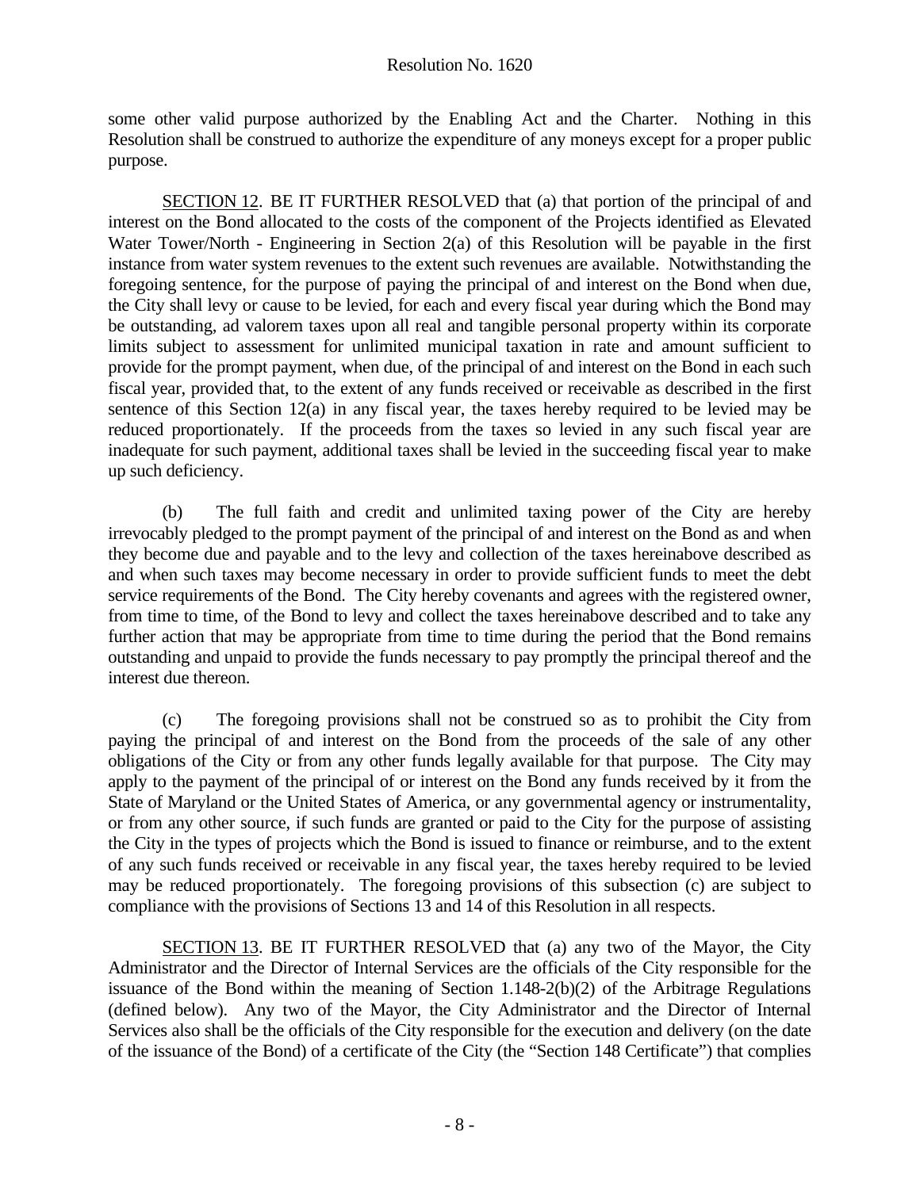some other valid purpose authorized by the Enabling Act and the Charter. Nothing in this Resolution shall be construed to authorize the expenditure of any moneys except for a proper public purpose.

SECTION 12. BE IT FURTHER RESOLVED that (a) that portion of the principal of and interest on the Bond allocated to the costs of the component of the Projects identified as Elevated Water Tower/North - Engineering in Section 2(a) of this Resolution will be payable in the first instance from water system revenues to the extent such revenues are available. Notwithstanding the foregoing sentence, for the purpose of paying the principal of and interest on the Bond when due, the City shall levy or cause to be levied, for each and every fiscal year during which the Bond may be outstanding, ad valorem taxes upon all real and tangible personal property within its corporate limits subject to assessment for unlimited municipal taxation in rate and amount sufficient to provide for the prompt payment, when due, of the principal of and interest on the Bond in each such fiscal year, provided that, to the extent of any funds received or receivable as described in the first sentence of this Section 12(a) in any fiscal year, the taxes hereby required to be levied may be reduced proportionately. If the proceeds from the taxes so levied in any such fiscal year are inadequate for such payment, additional taxes shall be levied in the succeeding fiscal year to make up such deficiency.

(b) The full faith and credit and unlimited taxing power of the City are hereby irrevocably pledged to the prompt payment of the principal of and interest on the Bond as and when they become due and payable and to the levy and collection of the taxes hereinabove described as and when such taxes may become necessary in order to provide sufficient funds to meet the debt service requirements of the Bond. The City hereby covenants and agrees with the registered owner, from time to time, of the Bond to levy and collect the taxes hereinabove described and to take any further action that may be appropriate from time to time during the period that the Bond remains outstanding and unpaid to provide the funds necessary to pay promptly the principal thereof and the interest due thereon.

(c) The foregoing provisions shall not be construed so as to prohibit the City from paying the principal of and interest on the Bond from the proceeds of the sale of any other obligations of the City or from any other funds legally available for that purpose. The City may apply to the payment of the principal of or interest on the Bond any funds received by it from the State of Maryland or the United States of America, or any governmental agency or instrumentality, or from any other source, if such funds are granted or paid to the City for the purpose of assisting the City in the types of projects which the Bond is issued to finance or reimburse, and to the extent of any such funds received or receivable in any fiscal year, the taxes hereby required to be levied may be reduced proportionately. The foregoing provisions of this subsection (c) are subject to compliance with the provisions of Sections 13 and 14 of this Resolution in all respects.

SECTION 13. BE IT FURTHER RESOLVED that (a) any two of the Mayor, the City Administrator and the Director of Internal Services are the officials of the City responsible for the issuance of the Bond within the meaning of Section 1.148-2(b)(2) of the Arbitrage Regulations (defined below). Any two of the Mayor, the City Administrator and the Director of Internal Services also shall be the officials of the City responsible for the execution and delivery (on the date of the issuance of the Bond) of a certificate of the City (the "Section 148 Certificate") that complies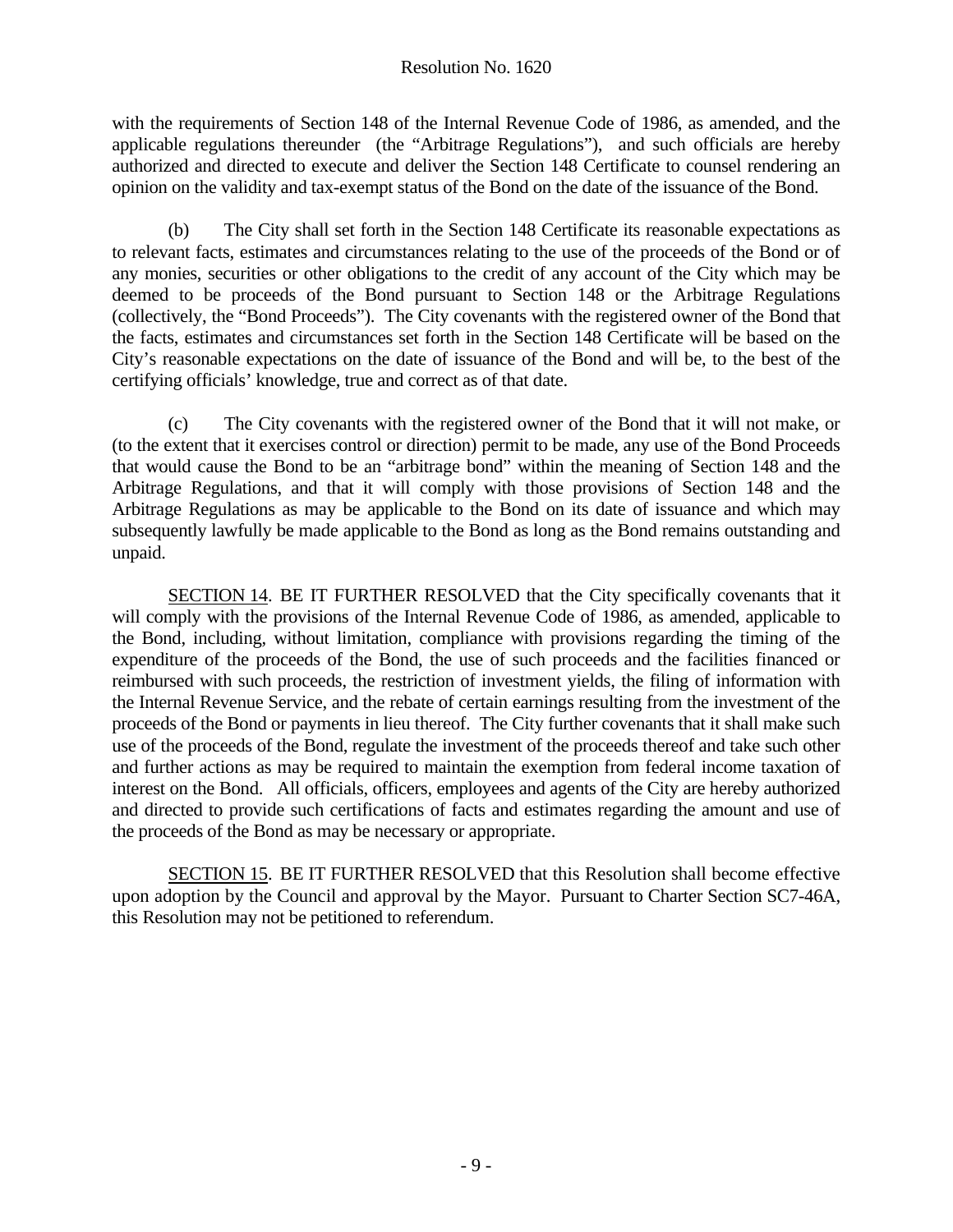with the requirements of Section 148 of the Internal Revenue Code of 1986, as amended, and the applicable regulations thereunder (the "Arbitrage Regulations"), and such officials are hereby authorized and directed to execute and deliver the Section 148 Certificate to counsel rendering an opinion on the validity and tax-exempt status of the Bond on the date of the issuance of the Bond.

(b) The City shall set forth in the Section 148 Certificate its reasonable expectations as to relevant facts, estimates and circumstances relating to the use of the proceeds of the Bond or of any monies, securities or other obligations to the credit of any account of the City which may be deemed to be proceeds of the Bond pursuant to Section 148 or the Arbitrage Regulations (collectively, the "Bond Proceeds"). The City covenants with the registered owner of the Bond that the facts, estimates and circumstances set forth in the Section 148 Certificate will be based on the City's reasonable expectations on the date of issuance of the Bond and will be, to the best of the certifying officials' knowledge, true and correct as of that date.

(c) The City covenants with the registered owner of the Bond that it will not make, or (to the extent that it exercises control or direction) permit to be made, any use of the Bond Proceeds that would cause the Bond to be an "arbitrage bond" within the meaning of Section 148 and the Arbitrage Regulations, and that it will comply with those provisions of Section 148 and the Arbitrage Regulations as may be applicable to the Bond on its date of issuance and which may subsequently lawfully be made applicable to the Bond as long as the Bond remains outstanding and unpaid.

<u>SECTION 14</u>. BE IT FURTHER RESOLVED that the City specifically covenants that it will comply with the provisions of the Internal Revenue Code of 1986, as amended, applicable to the Bond, including, without limitation, compliance with provisions regarding the timing of the expenditure of the proceeds of the Bond, the use of such proceeds and the facilities financed or reimbursed with such proceeds, the restriction of investment yields, the filing of information with the Internal Revenue Service, and the rebate of certain earnings resulting from the investment of the proceeds of the Bond or payments in lieu thereof. The City further covenants that it shall make such use of the proceeds of the Bond, regulate the investment of the proceeds thereof and take such other and further actions as may be required to maintain the exemption from federal income taxation of interest on the Bond. All officials, officers, employees and agents of the City are hereby authorized and directed to provide such certifications of facts and estimates regarding the amount and use of the proceeds of the Bond as may be necessary or appropriate.

<u>SECTION 15</u>. BE IT FURTHER RESOLVED that this Resolution shall become effective upon adoption by the Council and approval by the Mayor. Pursuant to Charter Section SC7-46A, this Resolution may not be petitioned to referendum.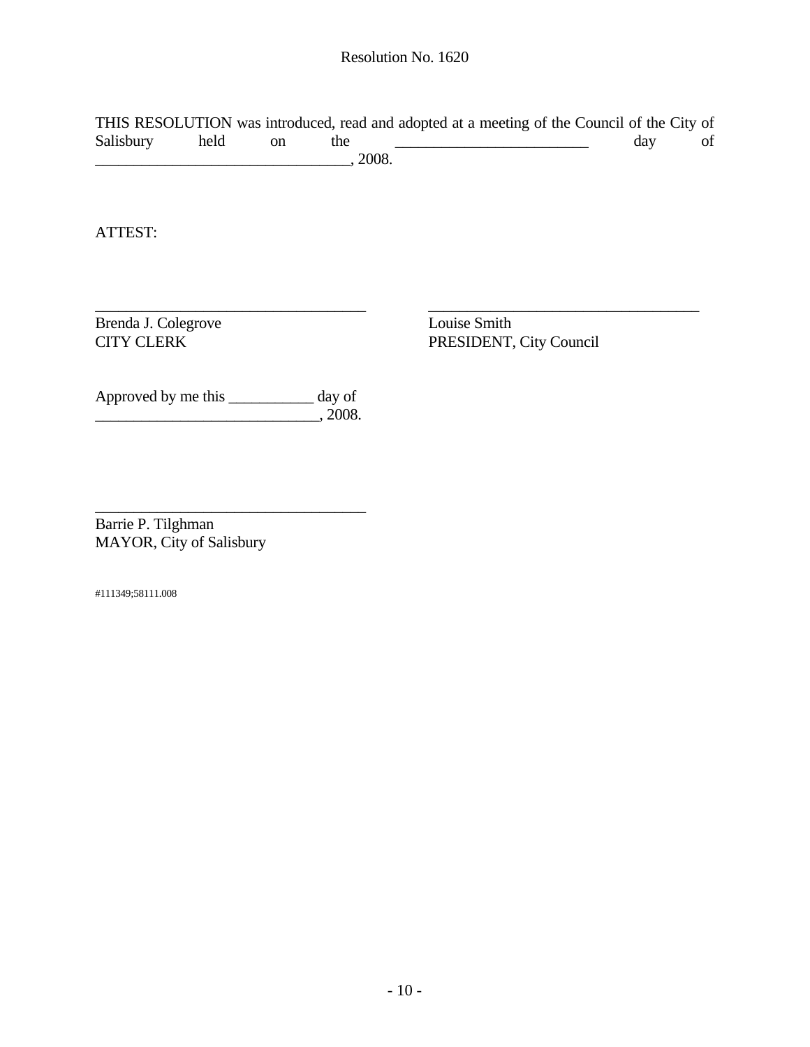Resolution No. 1620

THIS RESOLUTION was introduced, read and adopted at a meeting of the Council of the City of Salisbury held on the _________________________ day of _________________________________, 2008.

ATTEST:

___________________________________
Brenda J. Colegrove
CITY CLERK

___________________________________
Louise Smith
PRESIDENT, City Council

Approved by me this ___________ day of _____________________________, 2008.

___________________________________
Barrie P. Tilghman
MAYOR, City of Salisbury

#111349;58111.008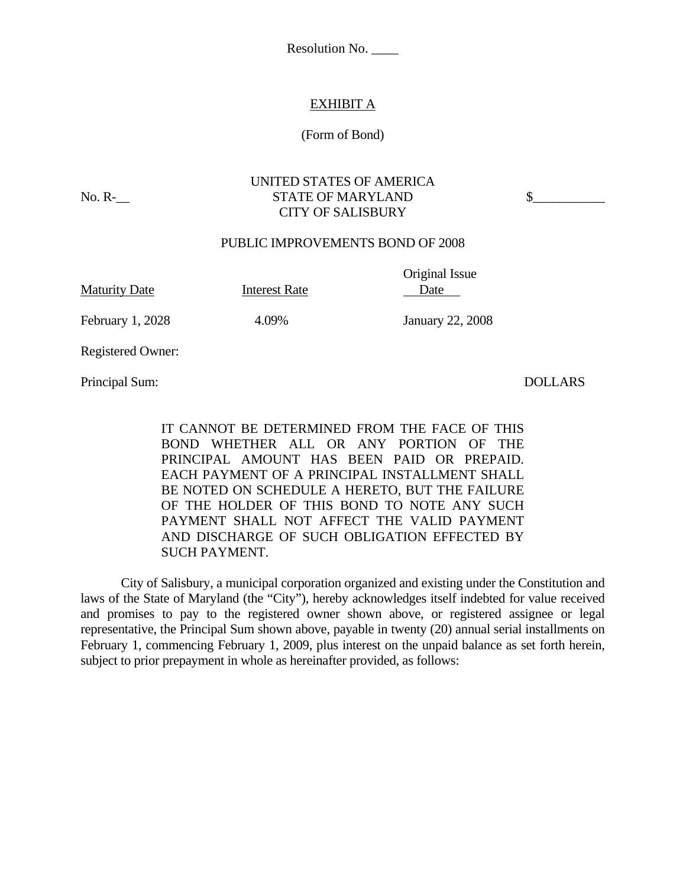Resolution No. ____

EXHIBIT A

(Form of Bond)

No. R-__

UNITED STATES OF AMERICA
STATE OF MARYLAND
CITY OF SALISBURY

$__________

PUBLIC IMPROVEMENTS BOND OF 2008

| Maturity Date | Interest Rate | Original Issue Date |
| --- | --- | --- |
| February 1, 2028 | 4.09% | January 22, 2008 |

Registered Owner:

Principal Sum: DOLLARS

IT CANNOT BE DETERMINED FROM THE FACE OF THIS BOND WHETHER ALL OR ANY PORTION OF THE PRINCIPAL AMOUNT HAS BEEN PAID OR PREPAID. EACH PAYMENT OF A PRINCIPAL INSTALLMENT SHALL BE NOTED ON SCHEDULE A HERETO, BUT THE FAILURE OF THE HOLDER OF THIS BOND TO NOTE ANY SUCH PAYMENT SHALL NOT AFFECT THE VALID PAYMENT AND DISCHARGE OF SUCH OBLIGATION EFFECTED BY SUCH PAYMENT.

City of Salisbury, a municipal corporation organized and existing under the Constitution and laws of the State of Maryland (the "City"), hereby acknowledges itself indebted for value received and promises to pay to the registered owner shown above, or registered assignee or legal representative, the Principal Sum shown above, payable in twenty (20) annual serial installments on February 1, commencing February 1, 2009, plus interest on the unpaid balance as set forth herein, subject to prior prepayment in whole as hereinafter provided, as follows: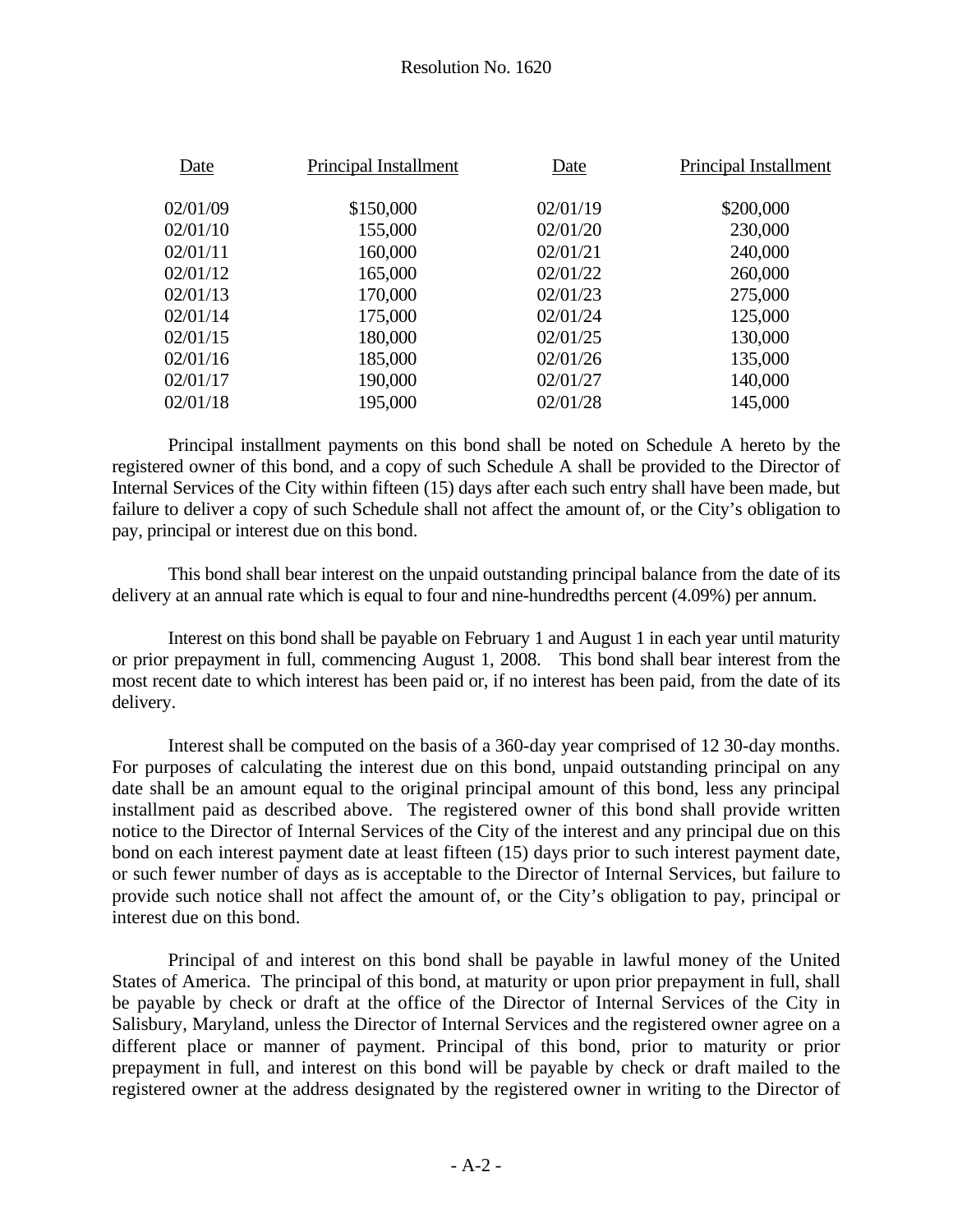| Date | Principal Installment | Date | Principal Installment |
|---|---|---|---|
| 02/01/09 | $150,000 | 02/01/19 | $200,000 |
| 02/01/10 | 155,000 | 02/01/20 | 230,000 |
| 02/01/11 | 160,000 | 02/01/21 | 240,000 |
| 02/01/12 | 165,000 | 02/01/22 | 260,000 |
| 02/01/13 | 170,000 | 02/01/23 | 275,000 |
| 02/01/14 | 175,000 | 02/01/24 | 125,000 |
| 02/01/15 | 180,000 | 02/01/25 | 130,000 |
| 02/01/16 | 185,000 | 02/01/26 | 135,000 |
| 02/01/17 | 190,000 | 02/01/27 | 140,000 |
| 02/01/18 | 195,000 | 02/01/28 | 145,000 |

Principal installment payments on this bond shall be noted on Schedule A hereto by the registered owner of this bond, and a copy of such Schedule A shall be provided to the Director of Internal Services of the City within fifteen (15) days after each such entry shall have been made, but failure to deliver a copy of such Schedule shall not affect the amount of, or the City's obligation to pay, principal or interest due on this bond.

This bond shall bear interest on the unpaid outstanding principal balance from the date of its delivery at an annual rate which is equal to four and nine-hundredths percent (4.09%) per annum.

Interest on this bond shall be payable on February 1 and August 1 in each year until maturity or prior prepayment in full, commencing August 1, 2008. This bond shall bear interest from the most recent date to which interest has been paid or, if no interest has been paid, from the date of its delivery.

Interest shall be computed on the basis of a 360-day year comprised of 12 30-day months. For purposes of calculating the interest due on this bond, unpaid outstanding principal on any date shall be an amount equal to the original principal amount of this bond, less any principal installment paid as described above. The registered owner of this bond shall provide written notice to the Director of Internal Services of the City of the interest and any principal due on this bond on each interest payment date at least fifteen (15) days prior to such interest payment date, or such fewer number of days as is acceptable to the Director of Internal Services, but failure to provide such notice shall not affect the amount of, or the City's obligation to pay, principal or interest due on this bond.

Principal of and interest on this bond shall be payable in lawful money of the United States of America. The principal of this bond, at maturity or upon prior prepayment in full, shall be payable by check or draft at the office of the Director of Internal Services of the City in Salisbury, Maryland, unless the Director of Internal Services and the registered owner agree on a different place or manner of payment. Principal of this bond, prior to maturity or prior prepayment in full, and interest on this bond will be payable by check or draft mailed to the registered owner at the address designated by the registered owner in writing to the Director of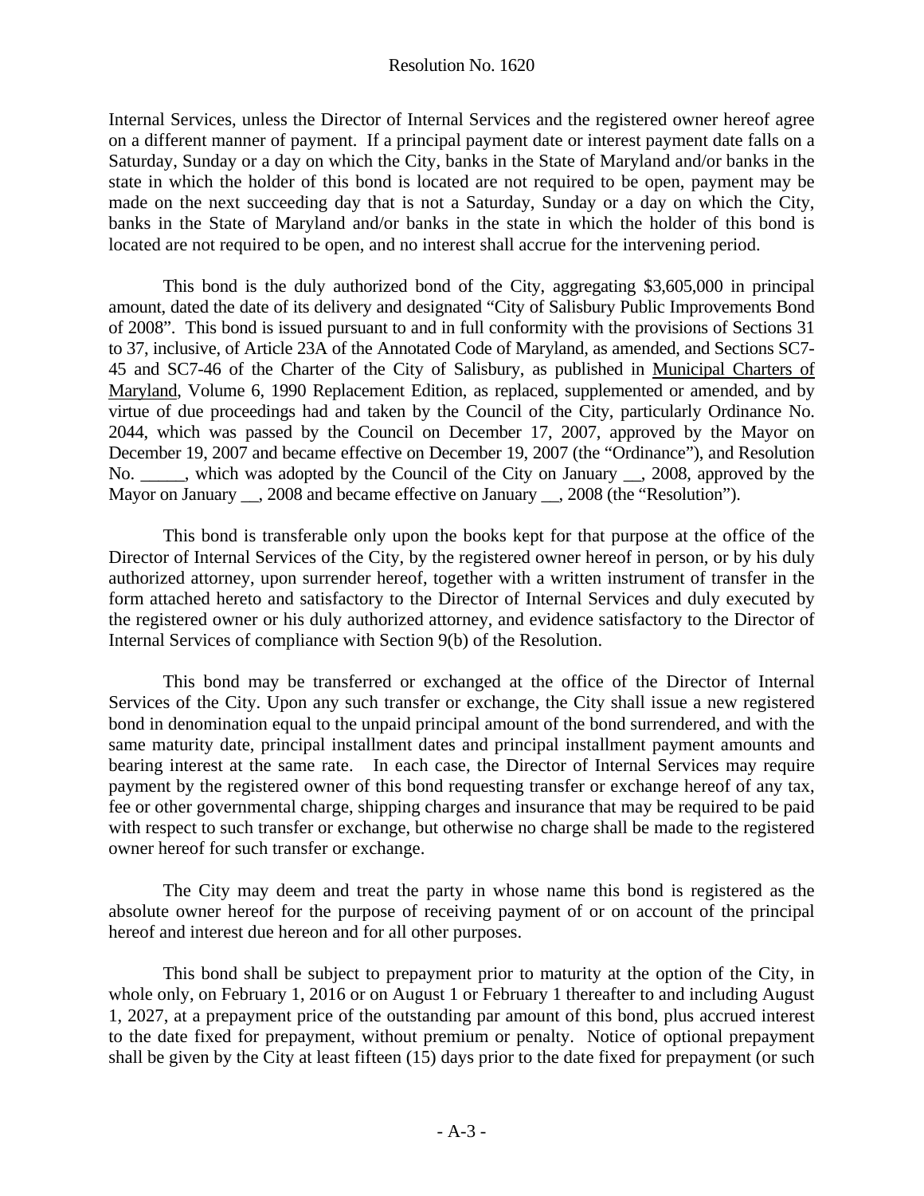Internal Services, unless the Director of Internal Services and the registered owner hereof agree on a different manner of payment. If a principal payment date or interest payment date falls on a Saturday, Sunday or a day on which the City, banks in the State of Maryland and/or banks in the state in which the holder of this bond is located are not required to be open, payment may be made on the next succeeding day that is not a Saturday, Sunday or a day on which the City, banks in the State of Maryland and/or banks in the state in which the holder of this bond is located are not required to be open, and no interest shall accrue for the intervening period.

This bond is the duly authorized bond of the City, aggregating $3,605,000 in principal amount, dated the date of its delivery and designated "City of Salisbury Public Improvements Bond of 2008". This bond is issued pursuant to and in full conformity with the provisions of Sections 31 to 37, inclusive, of Article 23A of the Annotated Code of Maryland, as amended, and Sections SC7-45 and SC7-46 of the Charter of the City of Salisbury, as published in Municipal Charters of Maryland, Volume 6, 1990 Replacement Edition, as replaced, supplemented or amended, and by virtue of due proceedings had and taken by the Council of the City, particularly Ordinance No. 2044, which was passed by the Council on December 17, 2007, approved by the Mayor on December 19, 2007 and became effective on December 19, 2007 (the "Ordinance"), and Resolution No. _____, which was adopted by the Council of the City on January __, 2008, approved by the Mayor on January __, 2008 and became effective on January __, 2008 (the "Resolution").

This bond is transferable only upon the books kept for that purpose at the office of the Director of Internal Services of the City, by the registered owner hereof in person, or by his duly authorized attorney, upon surrender hereof, together with a written instrument of transfer in the form attached hereto and satisfactory to the Director of Internal Services and duly executed by the registered owner or his duly authorized attorney, and evidence satisfactory to the Director of Internal Services of compliance with Section 9(b) of the Resolution.

This bond may be transferred or exchanged at the office of the Director of Internal Services of the City. Upon any such transfer or exchange, the City shall issue a new registered bond in denomination equal to the unpaid principal amount of the bond surrendered, and with the same maturity date, principal installment dates and principal installment payment amounts and bearing interest at the same rate. In each case, the Director of Internal Services may require payment by the registered owner of this bond requesting transfer or exchange hereof of any tax, fee or other governmental charge, shipping charges and insurance that may be required to be paid with respect to such transfer or exchange, but otherwise no charge shall be made to the registered owner hereof for such transfer or exchange.

The City may deem and treat the party in whose name this bond is registered as the absolute owner hereof for the purpose of receiving payment of or on account of the principal hereof and interest due hereon and for all other purposes.

This bond shall be subject to prepayment prior to maturity at the option of the City, in whole only, on February 1, 2016 or on August 1 or February 1 thereafter to and including August 1, 2027, at a prepayment price of the outstanding par amount of this bond, plus accrued interest to the date fixed for prepayment, without premium or penalty. Notice of optional prepayment shall be given by the City at least fifteen (15) days prior to the date fixed for prepayment (or such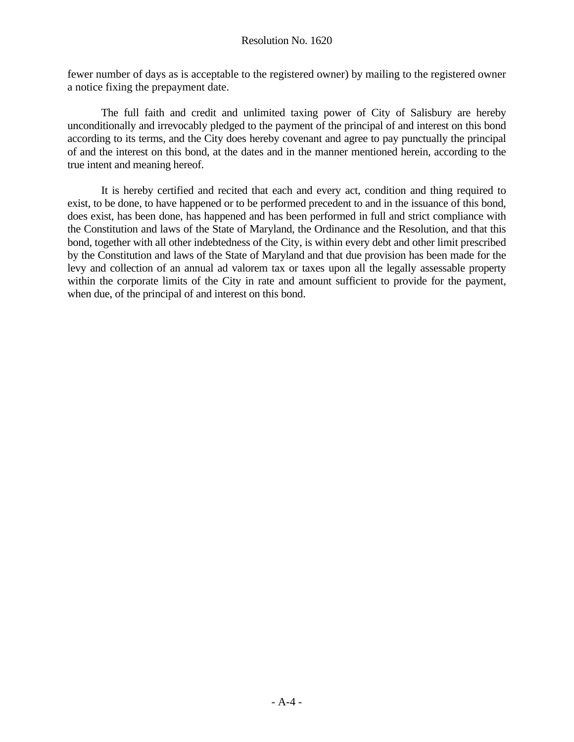fewer number of days as is acceptable to the registered owner) by mailing to the registered owner a notice fixing the prepayment date.

The full faith and credit and unlimited taxing power of City of Salisbury are hereby unconditionally and irrevocably pledged to the payment of the principal of and interest on this bond according to its terms, and the City does hereby covenant and agree to pay punctually the principal of and the interest on this bond, at the dates and in the manner mentioned herein, according to the true intent and meaning hereof.

It is hereby certified and recited that each and every act, condition and thing required to exist, to be done, to have happened or to be performed precedent to and in the issuance of this bond, does exist, has been done, has happened and has been performed in full and strict compliance with the Constitution and laws of the State of Maryland, the Ordinance and the Resolution, and that this bond, together with all other indebtedness of the City, is within every debt and other limit prescribed by the Constitution and laws of the State of Maryland and that due provision has been made for the levy and collection of an annual ad valorem tax or taxes upon all the legally assessable property within the corporate limits of the City in rate and amount sufficient to provide for the payment, when due, of the principal of and interest on this bond.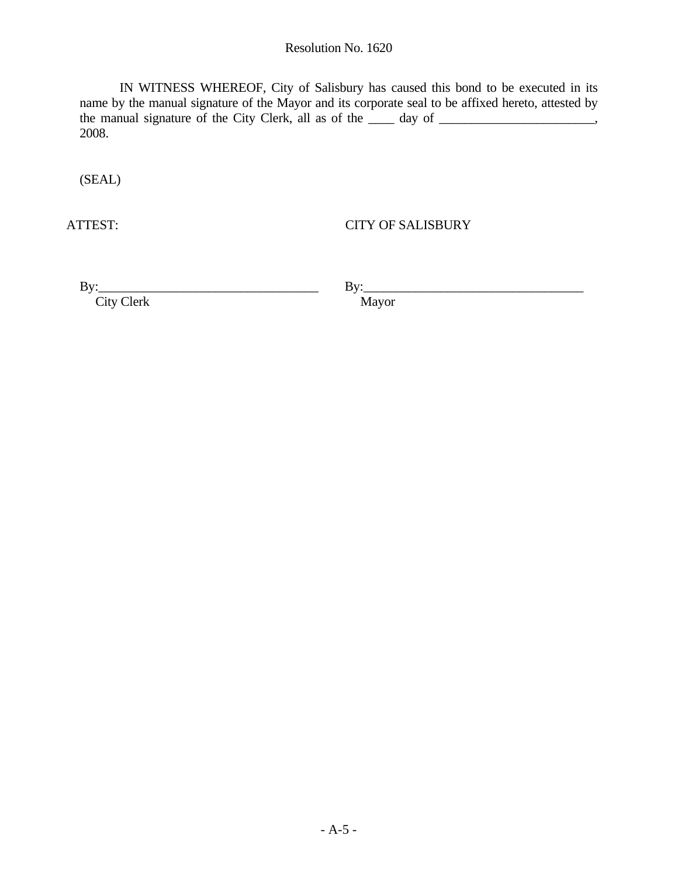IN WITNESS WHEREOF, City of Salisbury has caused this bond to be executed in its name by the manual signature of the Mayor and its corporate seal to be affixed hereto, attested by the manual signature of the City Clerk, all as of the ____ day of ________________________, 2008.

(SEAL)

ATTEST: CITY OF SALISBURY

By:__________________________________ By:__________________________________
City Clerk Mayor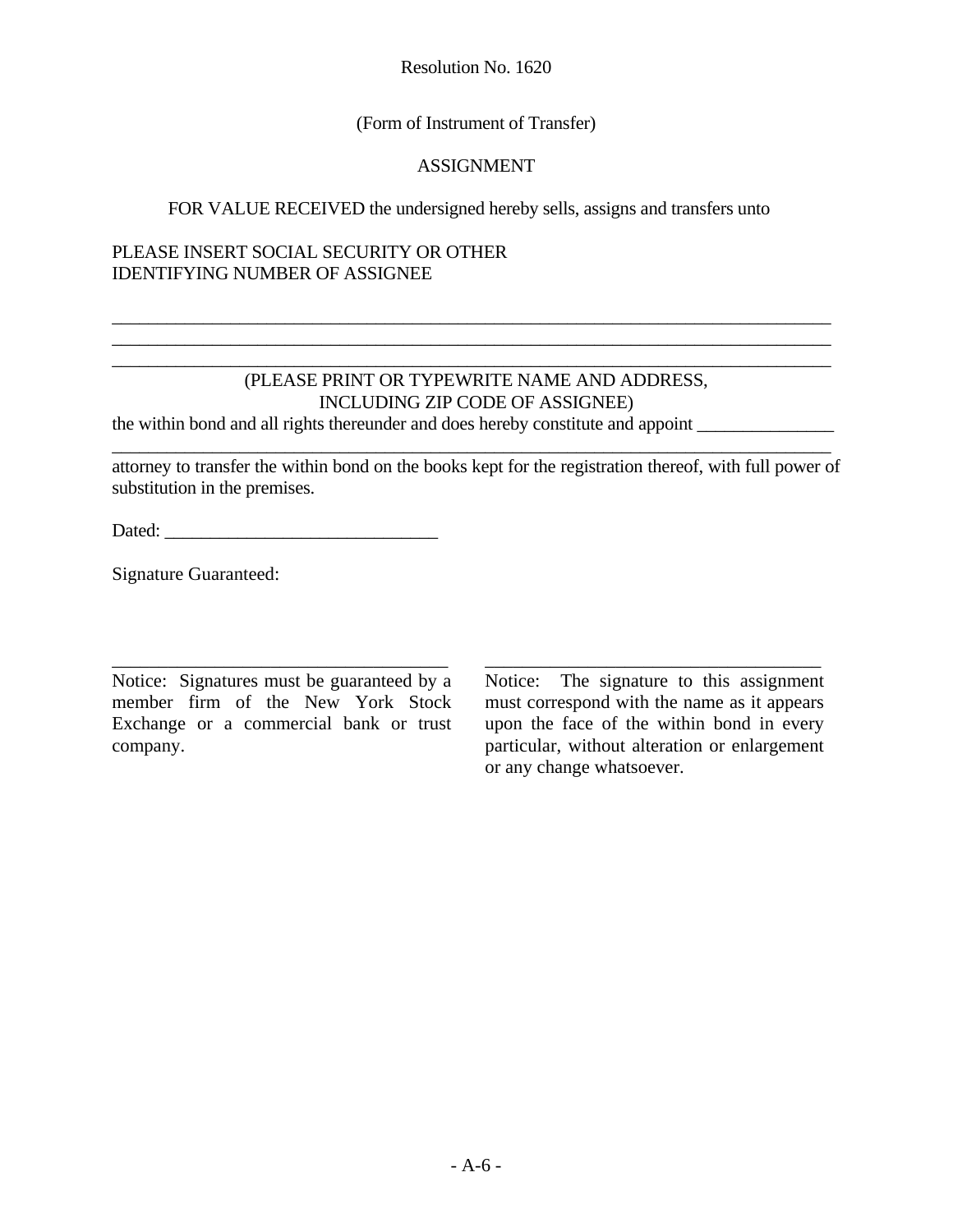Resolution No. 1620

(Form of Instrument of Transfer)

ASSIGNMENT

FOR VALUE RECEIVED the undersigned hereby sells, assigns and transfers unto

PLEASE INSERT SOCIAL SECURITY OR OTHER
IDENTIFYING NUMBER OF ASSIGNEE

\_\_\_\_\_\_\_\_\_\_\_\_\_\_\_\_\_\_\_\_\_\_\_\_\_\_\_\_\_\_\_\_\_\_\_\_\_\_\_\_\_\_\_\_\_\_\_\_\_\_\_\_\_\_\_\_\_\_\_\_\_\_\_\_\_\_\_\_\_\_\_\_\_\_\_\_
\_\_\_\_\_\_\_\_\_\_\_\_\_\_\_\_\_\_\_\_\_\_\_\_\_\_\_\_\_\_\_\_\_\_\_\_\_\_\_\_\_\_\_\_\_\_\_\_\_\_\_\_\_\_\_\_\_\_\_\_\_\_\_\_\_\_\_\_\_\_\_\_\_\_\_\_
\_\_\_\_\_\_\_\_\_\_\_\_\_\_\_\_\_\_\_\_\_\_\_\_\_\_\_\_\_\_\_\_\_\_\_\_\_\_\_\_\_\_\_\_\_\_\_\_\_\_\_\_\_\_\_\_\_\_\_\_\_\_\_\_\_\_\_\_\_\_\_\_\_\_\_\_

(PLEASE PRINT OR TYPEWRITE NAME AND ADDRESS,
INCLUDING ZIP CODE OF ASSIGNEE)

the within bond and all rights thereunder and does hereby constitute and appoint \_\_\_\_\_\_\_\_\_\_\_\_\_\_\_
\_\_\_\_\_\_\_\_\_\_\_\_\_\_\_\_\_\_\_\_\_\_\_\_\_\_\_\_\_\_\_\_\_\_\_\_\_\_\_\_\_\_\_\_\_\_\_\_\_\_\_\_\_\_\_\_\_\_\_\_\_\_\_\_\_\_\_\_\_\_\_\_\_\_\_\_
attorney to transfer the within bond on the books kept for the registration thereof, with full power of substitution in the premises.

Dated: \_\_\_\_\_\_\_\_\_\_\_\_\_\_\_\_\_\_\_\_\_\_\_\_\_\_\_\_\_\_

Signature Guaranteed:

\_\_\_\_\_\_\_\_\_\_\_\_\_\_\_\_\_\_\_\_\_\_\_\_\_\_\_\_\_\_\_\_\_\_\_\_

Notice: Signatures must be guaranteed by a member firm of the New York Stock Exchange or a commercial bank or trust company.

\_\_\_\_\_\_\_\_\_\_\_\_\_\_\_\_\_\_\_\_\_\_\_\_\_\_\_\_\_\_\_\_\_\_\_\_

Notice: The signature to this assignment must correspond with the name as it appears upon the face of the within bond in every particular, without alteration or enlargement or any change whatsoever.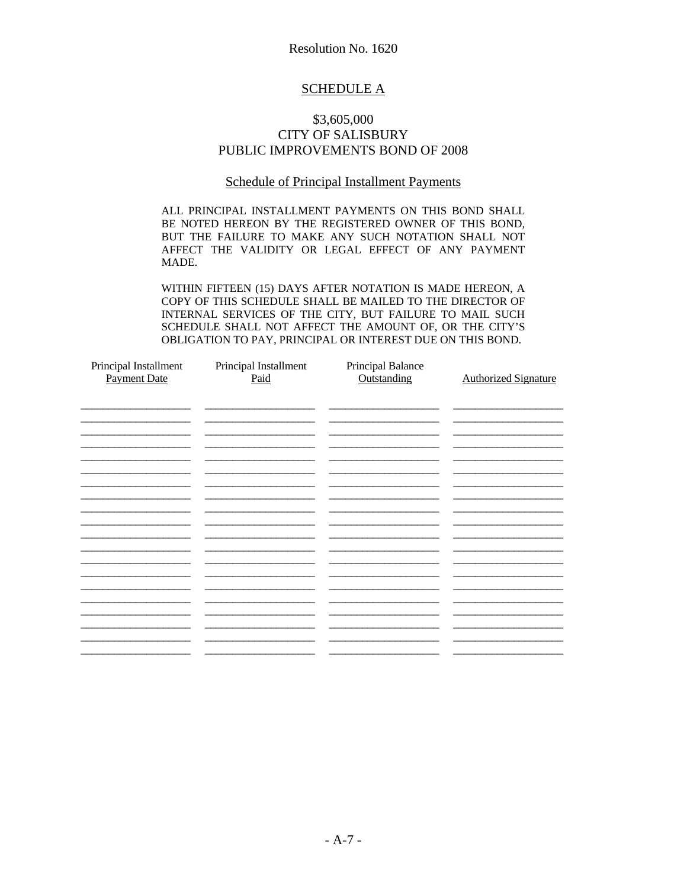Resolution No. 1620

## SCHEDULE A

### $3,605,000
### CITY OF SALISBURY
### PUBLIC IMPROVEMENTS BOND OF 2008

Schedule of Principal Installment Payments

ALL PRINCIPAL INSTALLMENT PAYMENTS ON THIS BOND SHALL BE NOTED HEREON BY THE REGISTERED OWNER OF THIS BOND, BUT THE FAILURE TO MAKE ANY SUCH NOTATION SHALL NOT AFFECT THE VALIDITY OR LEGAL EFFECT OF ANY PAYMENT MADE.

WITHIN FIFTEEN (15) DAYS AFTER NOTATION IS MADE HEREON, A COPY OF THIS SCHEDULE SHALL BE MAILED TO THE DIRECTOR OF INTERNAL SERVICES OF THE CITY, BUT FAILURE TO MAIL SUCH SCHEDULE SHALL NOT AFFECT THE AMOUNT OF, OR THE CITY'S OBLIGATION TO PAY, PRINCIPAL OR INTEREST DUE ON THIS BOND.

| Principal Installment Payment Date | Principal Installment Paid | Principal Balance Outstanding | Authorized Signature |
|---|---|---|---|
| | | | |
| | | | |
| | | | |
| | | | |
| | | | |
| | | | |
| | | | |
| | | | |
| | | | |
| | | | |
| | | | |
| | | | |
| | | | |
| | | | |
| | | | |
| | | | |
| | | | |
| | | | |
| | | | |
| | | | |